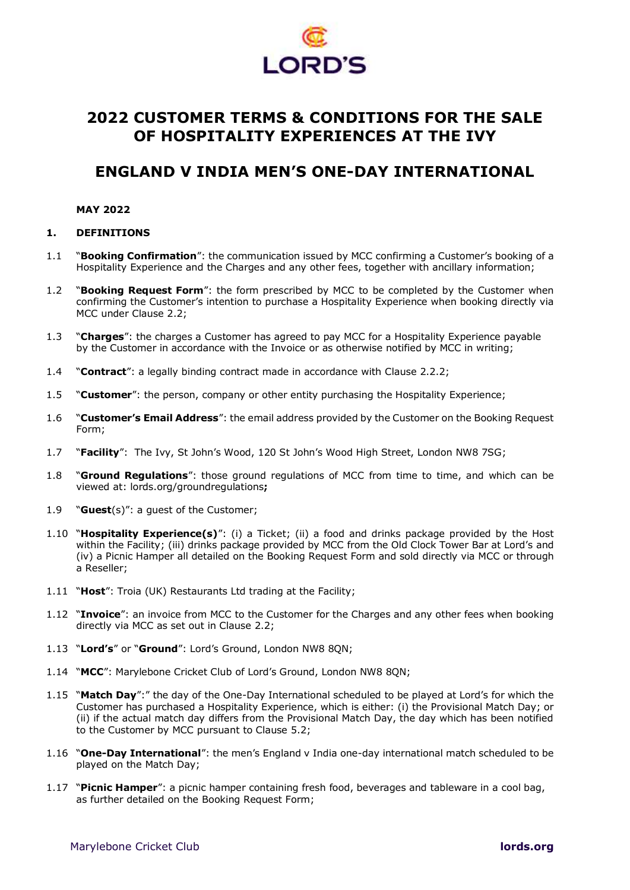# 2022 CUSTOMER TERMS & CONDITIONS FOR THE SALE OF HOSPITALITY EXPERIENCES AT THE IVY

# ENGLAND V INDIA MEN'S ONE-DAY INTERNATIONAL

**MAY 2022**

## 1. DEFINITIONS

1.1 "**Booking Confirmation**": the communication issued by MCC confirming a Customer's booking of a Hospitality Experience and the Charges and any other fees, together with ancillary information;

1.2 "**Booking Request Form**": the form prescribed by MCC to be completed by the Customer when confirming the Customer's intention to purchase a Hospitality Experience when booking directly via MCC under Clause 2.2;

1.3 "**Charges**": the charges a Customer has agreed to pay MCC for a Hospitality Experience payable by the Customer in accordance with the Invoice or as otherwise notified by MCC in writing;

1.4 "**Contract**": a legally binding contract made in accordance with Clause 2.2.2;

1.5 "**Customer**": the person, company or other entity purchasing the Hospitality Experience;

1.6 "**Customer's Email Address**": the email address provided by the Customer on the Booking Request Form;

1.7 "**Facility**": The Ivy, St John's Wood, 120 St John's Wood High Street, London NW8 7SG;

1.8 "**Ground Regulations**": those ground regulations of MCC from time to time, and which can be viewed at: lords.org/groundregulations**;**

1.9 "**Guest**(s)": a guest of the Customer;

1.10 "**Hospitality Experience(s)**": (i) a Ticket; (ii) a food and drinks package provided by the Host within the Facility; (iii) drinks package provided by MCC from the Old Clock Tower Bar at Lord's and (iv) a Picnic Hamper all detailed on the Booking Request Form and sold directly via MCC or through a Reseller;

1.11 "**Host**": Troia (UK) Restaurants Ltd trading at the Facility;

1.12 "**Invoice**": an invoice from MCC to the Customer for the Charges and any other fees when booking directly via MCC as set out in Clause 2.2;

1.13 "**Lord's**" or "**Ground**": Lord's Ground, London NW8 8QN;

1.14 "**MCC**": Marylebone Cricket Club of Lord's Ground, London NW8 8QN;

1.15 "**Match Day**":" the day of the One-Day International scheduled to be played at Lord's for which the Customer has purchased a Hospitality Experience, which is either: (i) the Provisional Match Day; or (ii) if the actual match day differs from the Provisional Match Day, the day which has been notified to the Customer by MCC pursuant to Clause 5.2;

1.16 "**One-Day International**": the men's England v India one-day international match scheduled to be played on the Match Day;

1.17 "**Picnic Hamper**": a picnic hamper containing fresh food, beverages and tableware in a cool bag, as further detailed on the Booking Request Form;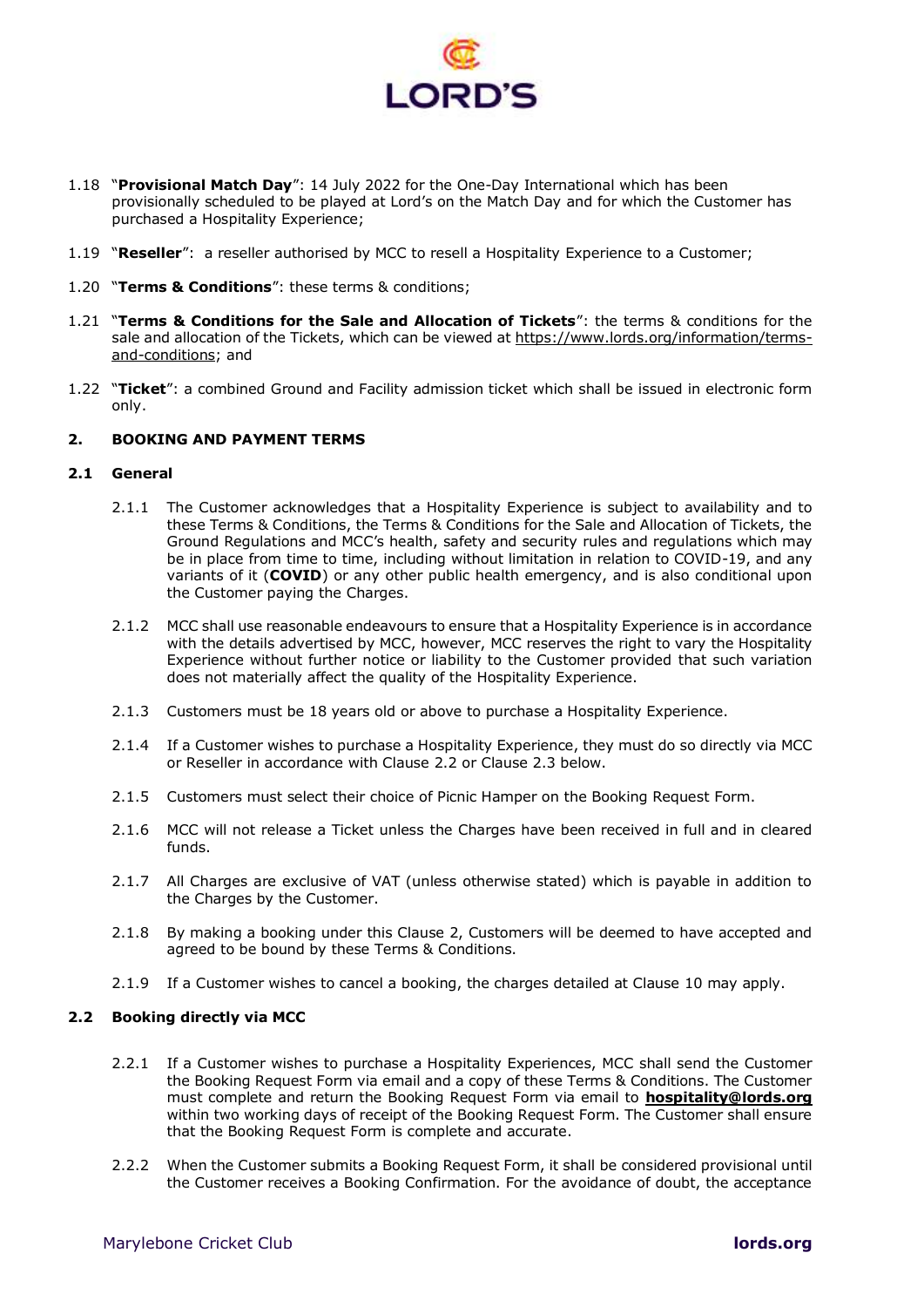1.18 "**Provisional Match Day**": 14 July 2022 for the One-Day International which has been provisionally scheduled to be played at Lord's on the Match Day and for which the Customer has purchased a Hospitality Experience;

1.19 "**Reseller**": a reseller authorised by MCC to resell a Hospitality Experience to a Customer;

1.20 "**Terms & Conditions**": these terms & conditions;

1.21 "**Terms & Conditions for the Sale and Allocation of Tickets**": the terms & conditions for the sale and allocation of the Tickets, which can be viewed at https://www.lords.org/information/terms-and-conditions; and

1.22 "**Ticket**": a combined Ground and Facility admission ticket which shall be issued in electronic form only.

## 2. BOOKING AND PAYMENT TERMS

### 2.1 General

2.1.1 The Customer acknowledges that a Hospitality Experience is subject to availability and to these Terms & Conditions, the Terms & Conditions for the Sale and Allocation of Tickets, the Ground Regulations and MCC's health, safety and security rules and regulations which may be in place from time to time, including without limitation in relation to COVID-19, and any variants of it (**COVID**) or any other public health emergency, and is also conditional upon the Customer paying the Charges.

2.1.2 MCC shall use reasonable endeavours to ensure that a Hospitality Experience is in accordance with the details advertised by MCC, however, MCC reserves the right to vary the Hospitality Experience without further notice or liability to the Customer provided that such variation does not materially affect the quality of the Hospitality Experience.

2.1.3 Customers must be 18 years old or above to purchase a Hospitality Experience.

2.1.4 If a Customer wishes to purchase a Hospitality Experience, they must do so directly via MCC or Reseller in accordance with Clause 2.2 or Clause 2.3 below.

2.1.5 Customers must select their choice of Picnic Hamper on the Booking Request Form.

2.1.6 MCC will not release a Ticket unless the Charges have been received in full and in cleared funds.

2.1.7 All Charges are exclusive of VAT (unless otherwise stated) which is payable in addition to the Charges by the Customer.

2.1.8 By making a booking under this Clause 2, Customers will be deemed to have accepted and agreed to be bound by these Terms & Conditions.

2.1.9 If a Customer wishes to cancel a booking, the charges detailed at Clause 10 may apply.

### 2.2 Booking directly via MCC

2.2.1 If a Customer wishes to purchase a Hospitality Experiences, MCC shall send the Customer the Booking Request Form via email and a copy of these Terms & Conditions. The Customer must complete and return the Booking Request Form via email to **hospitality@lords.org** within two working days of receipt of the Booking Request Form. The Customer shall ensure that the Booking Request Form is complete and accurate.

2.2.2 When the Customer submits a Booking Request Form, it shall be considered provisional until the Customer receives a Booking Confirmation. For the avoidance of doubt, the acceptance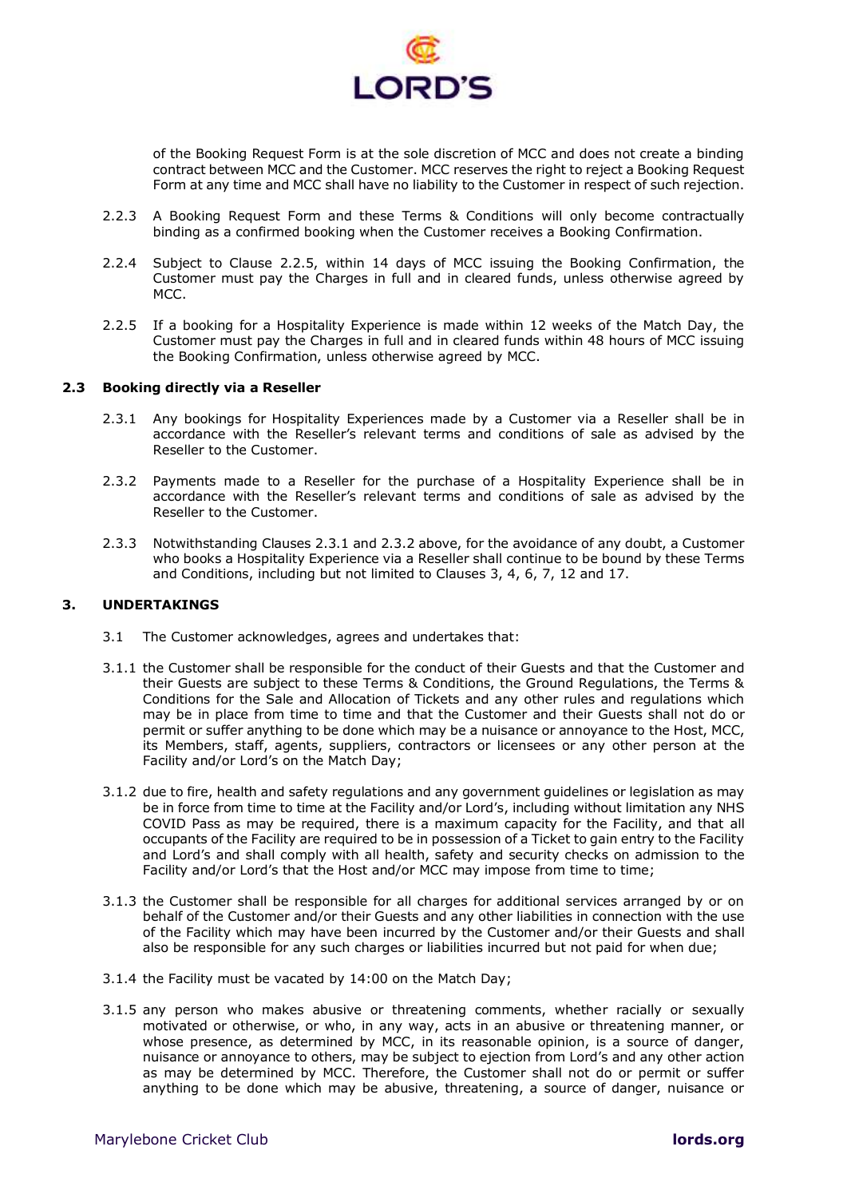of the Booking Request Form is at the sole discretion of MCC and does not create a binding contract between MCC and the Customer. MCC reserves the right to reject a Booking Request Form at any time and MCC shall have no liability to the Customer in respect of such rejection.

2.2.3 A Booking Request Form and these Terms & Conditions will only become contractually binding as a confirmed booking when the Customer receives a Booking Confirmation.

2.2.4 Subject to Clause 2.2.5, within 14 days of MCC issuing the Booking Confirmation, the Customer must pay the Charges in full and in cleared funds, unless otherwise agreed by MCC.

2.2.5 If a booking for a Hospitality Experience is made within 12 weeks of the Match Day, the Customer must pay the Charges in full and in cleared funds within 48 hours of MCC issuing the Booking Confirmation, unless otherwise agreed by MCC.

**2.3 Booking directly via a Reseller**

2.3.1 Any bookings for Hospitality Experiences made by a Customer via a Reseller shall be in accordance with the Reseller's relevant terms and conditions of sale as advised by the Reseller to the Customer.

2.3.2 Payments made to a Reseller for the purchase of a Hospitality Experience shall be in accordance with the Reseller's relevant terms and conditions of sale as advised by the Reseller to the Customer.

2.3.3 Notwithstanding Clauses 2.3.1 and 2.3.2 above, for the avoidance of any doubt, a Customer who books a Hospitality Experience via a Reseller shall continue to be bound by these Terms and Conditions, including but not limited to Clauses 3, 4, 6, 7, 12 and 17.

## 3. UNDERTAKINGS

3.1 The Customer acknowledges, agrees and undertakes that:

3.1.1 the Customer shall be responsible for the conduct of their Guests and that the Customer and their Guests are subject to these Terms & Conditions, the Ground Regulations, the Terms & Conditions for the Sale and Allocation of Tickets and any other rules and regulations which may be in place from time to time and that the Customer and their Guests shall not do or permit or suffer anything to be done which may be a nuisance or annoyance to the Host, MCC, its Members, staff, agents, suppliers, contractors or licensees or any other person at the Facility and/or Lord's on the Match Day;

3.1.2 due to fire, health and safety regulations and any government guidelines or legislation as may be in force from time to time at the Facility and/or Lord's, including without limitation any NHS COVID Pass as may be required, there is a maximum capacity for the Facility, and that all occupants of the Facility are required to be in possession of a Ticket to gain entry to the Facility and Lord's and shall comply with all health, safety and security checks on admission to the Facility and/or Lord's that the Host and/or MCC may impose from time to time;

3.1.3 the Customer shall be responsible for all charges for additional services arranged by or on behalf of the Customer and/or their Guests and any other liabilities in connection with the use of the Facility which may have been incurred by the Customer and/or their Guests and shall also be responsible for any such charges or liabilities incurred but not paid for when due;

3.1.4 the Facility must be vacated by 14:00 on the Match Day;

3.1.5 any person who makes abusive or threatening comments, whether racially or sexually motivated or otherwise, or who, in any way, acts in an abusive or threatening manner, or whose presence, as determined by MCC, in its reasonable opinion, is a source of danger, nuisance or annoyance to others, may be subject to ejection from Lord's and any other action as may be determined by MCC. Therefore, the Customer shall not do or permit or suffer anything to be done which may be abusive, threatening, a source of danger, nuisance or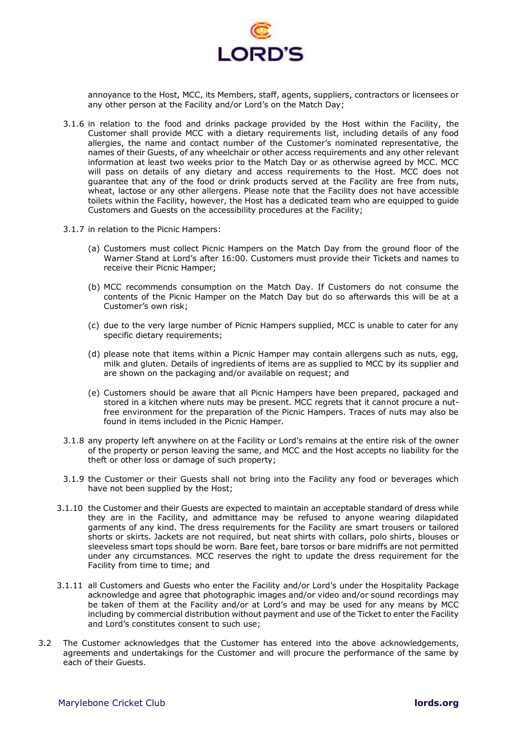annoyance to the Host, MCC, its Members, staff, agents, suppliers, contractors or licensees or any other person at the Facility and/or Lord's on the Match Day;

3.1.6 in relation to the food and drinks package provided by the Host within the Facility, the Customer shall provide MCC with a dietary requirements list, including details of any food allergies, the name and contact number of the Customer's nominated representative, the names of their Guests, of any wheelchair or other access requirements and any other relevant information at least two weeks prior to the Match Day or as otherwise agreed by MCC. MCC will pass on details of any dietary and access requirements to the Host. MCC does not guarantee that any of the food or drink products served at the Facility are free from nuts, wheat, lactose or any other allergens. Please note that the Facility does not have accessible toilets within the Facility, however, the Host has a dedicated team who are equipped to guide Customers and Guests on the accessibility procedures at the Facility;

3.1.7 in relation to the Picnic Hampers:

(a) Customers must collect Picnic Hampers on the Match Day from the ground floor of the Warner Stand at Lord's after 16:00. Customers must provide their Tickets and names to receive their Picnic Hamper;

(b) MCC recommends consumption on the Match Day. If Customers do not consume the contents of the Picnic Hamper on the Match Day but do so afterwards this will be at a Customer's own risk;

(c) due to the very large number of Picnic Hampers supplied, MCC is unable to cater for any specific dietary requirements;

(d) please note that items within a Picnic Hamper may contain allergens such as nuts, egg, milk and gluten. Details of ingredients of items are as supplied to MCC by its supplier and are shown on the packaging and/or available on request; and

(e) Customers should be aware that all Picnic Hampers have been prepared, packaged and stored in a kitchen where nuts may be present. MCC regrets that it cannot procure a nut-free environment for the preparation of the Picnic Hampers. Traces of nuts may also be found in items included in the Picnic Hamper.

3.1.8 any property left anywhere on at the Facility or Lord's remains at the entire risk of the owner of the property or person leaving the same, and MCC and the Host accepts no liability for the theft or other loss or damage of such property;

3.1.9 the Customer or their Guests shall not bring into the Facility any food or beverages which have not been supplied by the Host;

3.1.10 the Customer and their Guests are expected to maintain an acceptable standard of dress while they are in the Facility, and admittance may be refused to anyone wearing dilapidated garments of any kind. The dress requirements for the Facility are smart trousers or tailored shorts or skirts. Jackets are not required, but neat shirts with collars, polo shirts, blouses or sleeveless smart tops should be worn. Bare feet, bare torsos or bare midriffs are not permitted under any circumstances. MCC reserves the right to update the dress requirement for the Facility from time to time; and

3.1.11 all Customers and Guests who enter the Facility and/or Lord's under the Hospitality Package acknowledge and agree that photographic images and/or video and/or sound recordings may be taken of them at the Facility and/or at Lord's and may be used for any means by MCC including by commercial distribution without payment and use of the Ticket to enter the Facility and Lord's constitutes consent to such use;

3.2 The Customer acknowledges that the Customer has entered into the above acknowledgements, agreements and undertakings for the Customer and will procure the performance of the same by each of their Guests.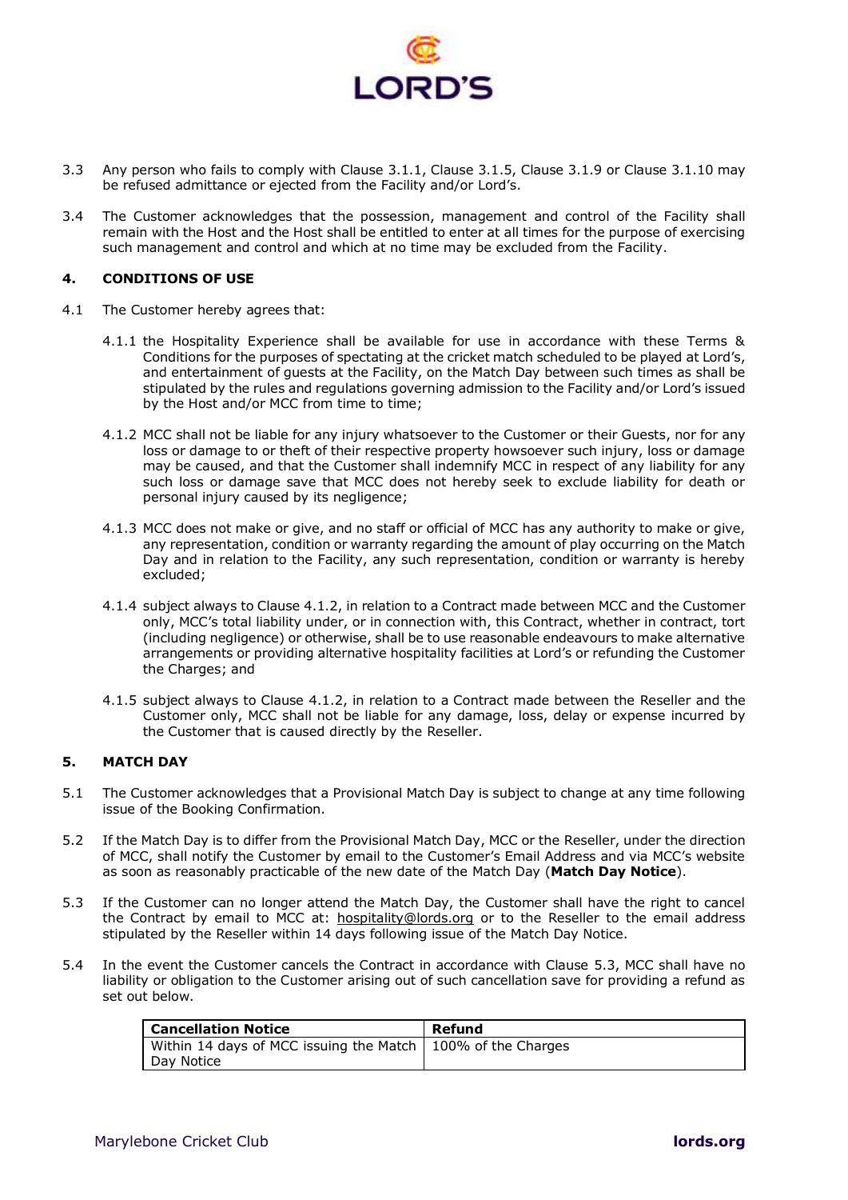3.3 Any person who fails to comply with Clause 3.1.1, Clause 3.1.5, Clause 3.1.9 or Clause 3.1.10 may be refused admittance or ejected from the Facility and/or Lord's.

3.4 The Customer acknowledges that the possession, management and control of the Facility shall remain with the Host and the Host shall be entitled to enter at all times for the purpose of exercising such management and control and which at no time may be excluded from the Facility.

## 4. CONDITIONS OF USE

4.1 The Customer hereby agrees that:

4.1.1 the Hospitality Experience shall be available for use in accordance with these Terms & Conditions for the purposes of spectating at the cricket match scheduled to be played at Lord's, and entertainment of guests at the Facility, on the Match Day between such times as shall be stipulated by the rules and regulations governing admission to the Facility and/or Lord's issued by the Host and/or MCC from time to time;

4.1.2 MCC shall not be liable for any injury whatsoever to the Customer or their Guests, nor for any loss or damage to or theft of their respective property howsoever such injury, loss or damage may be caused, and that the Customer shall indemnify MCC in respect of any liability for any such loss or damage save that MCC does not hereby seek to exclude liability for death or personal injury caused by its negligence;

4.1.3 MCC does not make or give, and no staff or official of MCC has any authority to make or give, any representation, condition or warranty regarding the amount of play occurring on the Match Day and in relation to the Facility, any such representation, condition or warranty is hereby excluded;

4.1.4 subject always to Clause 4.1.2, in relation to a Contract made between MCC and the Customer only, MCC's total liability under, or in connection with, this Contract, whether in contract, tort (including negligence) or otherwise, shall be to use reasonable endeavours to make alternative arrangements or providing alternative hospitality facilities at Lord's or refunding the Customer the Charges; and

4.1.5 subject always to Clause 4.1.2, in relation to a Contract made between the Reseller and the Customer only, MCC shall not be liable for any damage, loss, delay or expense incurred by the Customer that is caused directly by the Reseller.

## 5. MATCH DAY

5.1 The Customer acknowledges that a Provisional Match Day is subject to change at any time following issue of the Booking Confirmation.

5.2 If the Match Day is to differ from the Provisional Match Day, MCC or the Reseller, under the direction of MCC, shall notify the Customer by email to the Customer's Email Address and via MCC's website as soon as reasonably practicable of the new date of the Match Day (**Match Day Notice**).

5.3 If the Customer can no longer attend the Match Day, the Customer shall have the right to cancel the Contract by email to MCC at: hospitality@lords.org or to the Reseller to the email address stipulated by the Reseller within 14 days following issue of the Match Day Notice.

5.4 In the event the Customer cancels the Contract in accordance with Clause 5.3, MCC shall have no liability or obligation to the Customer arising out of such cancellation save for providing a refund as set out below.

| Cancellation Notice | Refund |
|---|---|
| Within 14 days of MCC issuing the Match Day Notice | 100% of the Charges |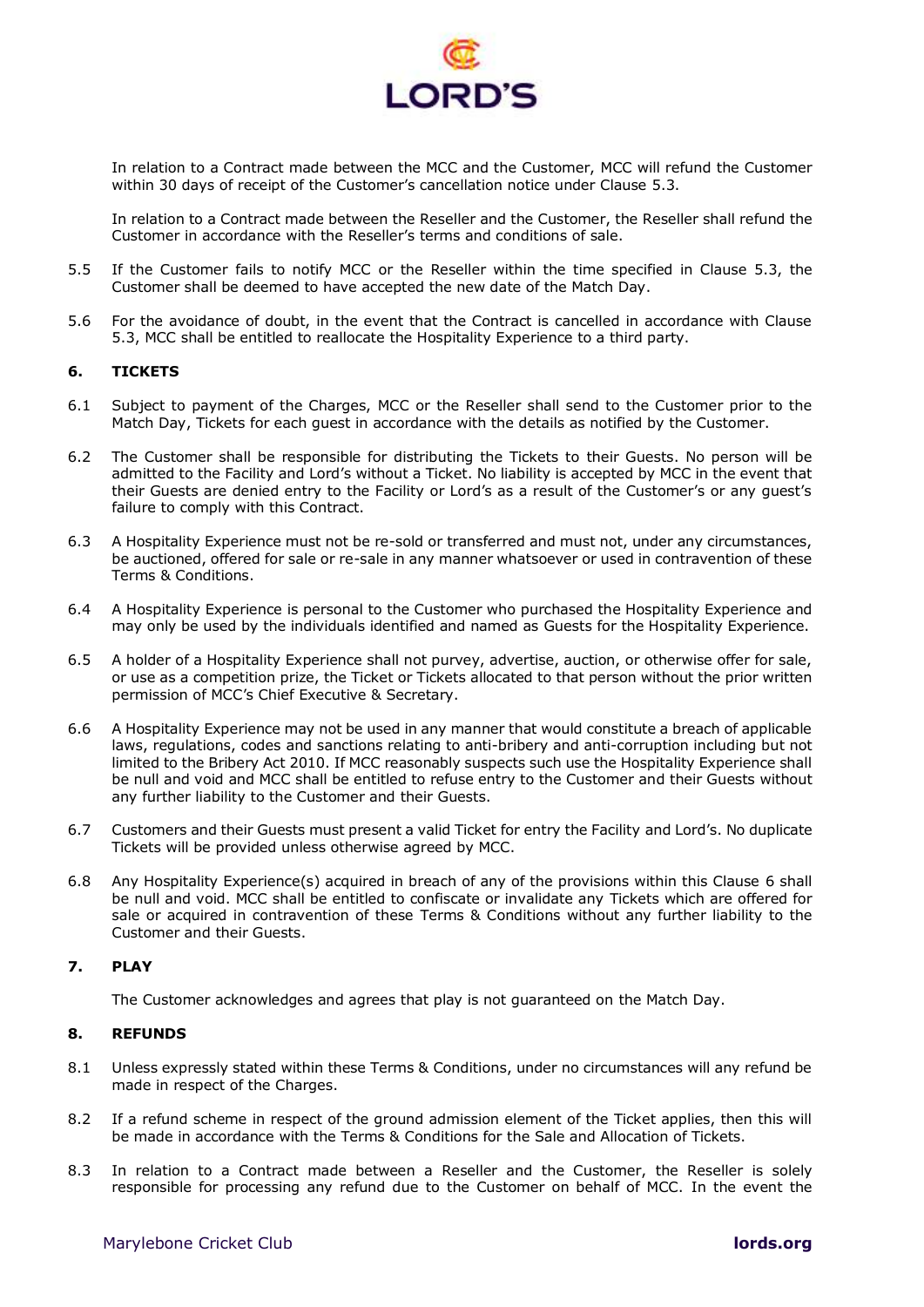In relation to a Contract made between the MCC and the Customer, MCC will refund the Customer within 30 days of receipt of the Customer's cancellation notice under Clause 5.3.

In relation to a Contract made between the Reseller and the Customer, the Reseller shall refund the Customer in accordance with the Reseller's terms and conditions of sale.

5.5 If the Customer fails to notify MCC or the Reseller within the time specified in Clause 5.3, the Customer shall be deemed to have accepted the new date of the Match Day.

5.6 For the avoidance of doubt, in the event that the Contract is cancelled in accordance with Clause 5.3, MCC shall be entitled to reallocate the Hospitality Experience to a third party.

## 6. TICKETS

6.1 Subject to payment of the Charges, MCC or the Reseller shall send to the Customer prior to the Match Day, Tickets for each guest in accordance with the details as notified by the Customer.

6.2 The Customer shall be responsible for distributing the Tickets to their Guests. No person will be admitted to the Facility and Lord's without a Ticket. No liability is accepted by MCC in the event that their Guests are denied entry to the Facility or Lord's as a result of the Customer's or any guest's failure to comply with this Contract.

6.3 A Hospitality Experience must not be re-sold or transferred and must not, under any circumstances, be auctioned, offered for sale or re-sale in any manner whatsoever or used in contravention of these Terms & Conditions.

6.4 A Hospitality Experience is personal to the Customer who purchased the Hospitality Experience and may only be used by the individuals identified and named as Guests for the Hospitality Experience.

6.5 A holder of a Hospitality Experience shall not purvey, advertise, auction, or otherwise offer for sale, or use as a competition prize, the Ticket or Tickets allocated to that person without the prior written permission of MCC's Chief Executive & Secretary.

6.6 A Hospitality Experience may not be used in any manner that would constitute a breach of applicable laws, regulations, codes and sanctions relating to anti-bribery and anti-corruption including but not limited to the Bribery Act 2010. If MCC reasonably suspects such use the Hospitality Experience shall be null and void and MCC shall be entitled to refuse entry to the Customer and their Guests without any further liability to the Customer and their Guests.

6.7 Customers and their Guests must present a valid Ticket for entry the Facility and Lord's. No duplicate Tickets will be provided unless otherwise agreed by MCC.

6.8 Any Hospitality Experience(s) acquired in breach of any of the provisions within this Clause 6 shall be null and void. MCC shall be entitled to confiscate or invalidate any Tickets which are offered for sale or acquired in contravention of these Terms & Conditions without any further liability to the Customer and their Guests.

## 7. PLAY

The Customer acknowledges and agrees that play is not guaranteed on the Match Day.

## 8. REFUNDS

8.1 Unless expressly stated within these Terms & Conditions, under no circumstances will any refund be made in respect of the Charges.

8.2 If a refund scheme in respect of the ground admission element of the Ticket applies, then this will be made in accordance with the Terms & Conditions for the Sale and Allocation of Tickets.

8.3 In relation to a Contract made between a Reseller and the Customer, the Reseller is solely responsible for processing any refund due to the Customer on behalf of MCC. In the event the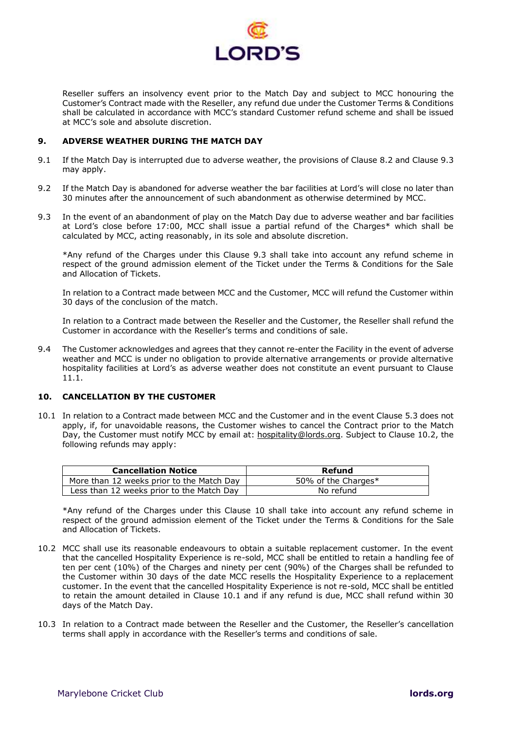Reseller suffers an insolvency event prior to the Match Day and subject to MCC honouring the Customer's Contract made with the Reseller, any refund due under the Customer Terms & Conditions shall be calculated in accordance with MCC's standard Customer refund scheme and shall be issued at MCC's sole and absolute discretion.

## 9. ADVERSE WEATHER DURING THE MATCH DAY

9.1 If the Match Day is interrupted due to adverse weather, the provisions of Clause 8.2 and Clause 9.3 may apply.

9.2 If the Match Day is abandoned for adverse weather the bar facilities at Lord's will close no later than 30 minutes after the announcement of such abandonment as otherwise determined by MCC.

9.3 In the event of an abandonment of play on the Match Day due to adverse weather and bar facilities at Lord's close before 17:00, MCC shall issue a partial refund of the Charges* which shall be calculated by MCC, acting reasonably, in its sole and absolute discretion.

*Any refund of the Charges under this Clause 9.3 shall take into account any refund scheme in respect of the ground admission element of the Ticket under the Terms & Conditions for the Sale and Allocation of Tickets.

In relation to a Contract made between MCC and the Customer, MCC will refund the Customer within 30 days of the conclusion of the match.

In relation to a Contract made between the Reseller and the Customer, the Reseller shall refund the Customer in accordance with the Reseller's terms and conditions of sale.

9.4 The Customer acknowledges and agrees that they cannot re-enter the Facility in the event of adverse weather and MCC is under no obligation to provide alternative arrangements or provide alternative hospitality facilities at Lord's as adverse weather does not constitute an event pursuant to Clause 11.1.

## 10. CANCELLATION BY THE CUSTOMER

10.1 In relation to a Contract made between MCC and the Customer and in the event Clause 5.3 does not apply, if, for unavoidable reasons, the Customer wishes to cancel the Contract prior to the Match Day, the Customer must notify MCC by email at: hospitality@lords.org. Subject to Clause 10.2, the following refunds may apply:

| Cancellation Notice | Refund |
|---|---|
| More than 12 weeks prior to the Match Day | 50% of the Charges* |
| Less than 12 weeks prior to the Match Day | No refund |

*Any refund of the Charges under this Clause 10 shall take into account any refund scheme in respect of the ground admission element of the Ticket under the Terms & Conditions for the Sale and Allocation of Tickets.

10.2 MCC shall use its reasonable endeavours to obtain a suitable replacement customer. In the event that the cancelled Hospitality Experience is re-sold, MCC shall be entitled to retain a handling fee of ten per cent (10%) of the Charges and ninety per cent (90%) of the Charges shall be refunded to the Customer within 30 days of the date MCC resells the Hospitality Experience to a replacement customer. In the event that the cancelled Hospitality Experience is not re-sold, MCC shall be entitled to retain the amount detailed in Clause 10.1 and if any refund is due, MCC shall refund within 30 days of the Match Day.

10.3 In relation to a Contract made between the Reseller and the Customer, the Reseller's cancellation terms shall apply in accordance with the Reseller's terms and conditions of sale.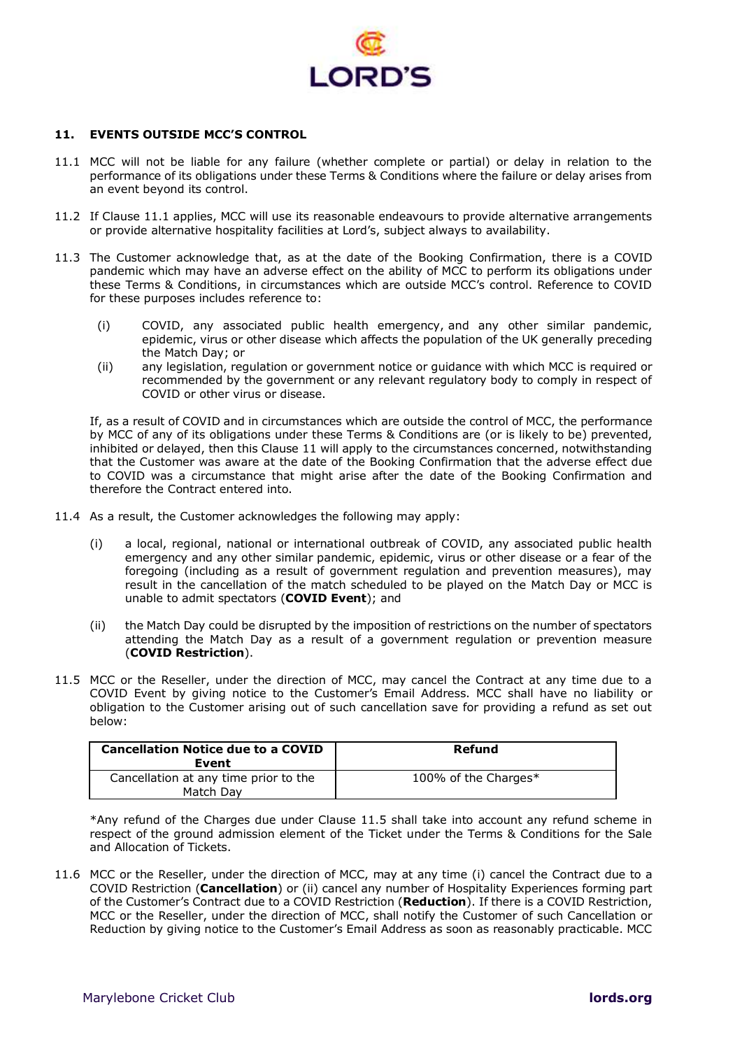## 11. EVENTS OUTSIDE MCC'S CONTROL

11.1 MCC will not be liable for any failure (whether complete or partial) or delay in relation to the performance of its obligations under these Terms & Conditions where the failure or delay arises from an event beyond its control.

11.2 If Clause 11.1 applies, MCC will use its reasonable endeavours to provide alternative arrangements or provide alternative hospitality facilities at Lord's, subject always to availability.

11.3 The Customer acknowledge that, as at the date of the Booking Confirmation, there is a COVID pandemic which may have an adverse effect on the ability of MCC to perform its obligations under these Terms & Conditions, in circumstances which are outside MCC's control. Reference to COVID for these purposes includes reference to:

(i) COVID, any associated public health emergency, and any other similar pandemic, epidemic, virus or other disease which affects the population of the UK generally preceding the Match Day; or

(ii) any legislation, regulation or government notice or guidance with which MCC is required or recommended by the government or any relevant regulatory body to comply in respect of COVID or other virus or disease.

If, as a result of COVID and in circumstances which are outside the control of MCC, the performance by MCC of any of its obligations under these Terms & Conditions are (or is likely to be) prevented, inhibited or delayed, then this Clause 11 will apply to the circumstances concerned, notwithstanding that the Customer was aware at the date of the Booking Confirmation that the adverse effect due to COVID was a circumstance that might arise after the date of the Booking Confirmation and therefore the Contract entered into.

11.4 As a result, the Customer acknowledges the following may apply:

(i) a local, regional, national or international outbreak of COVID, any associated public health emergency and any other similar pandemic, epidemic, virus or other disease or a fear of the foregoing (including as a result of government regulation and prevention measures), may result in the cancellation of the match scheduled to be played on the Match Day or MCC is unable to admit spectators (**COVID Event**); and

(ii) the Match Day could be disrupted by the imposition of restrictions on the number of spectators attending the Match Day as a result of a government regulation or prevention measure (**COVID Restriction**).

11.5 MCC or the Reseller, under the direction of MCC, may cancel the Contract at any time due to a COVID Event by giving notice to the Customer's Email Address. MCC shall have no liability or obligation to the Customer arising out of such cancellation save for providing a refund as set out below:

| Cancellation Notice due to a COVID Event | Refund |
|---|---|
| Cancellation at any time prior to the Match Day | 100% of the Charges* |

*Any refund of the Charges due under Clause 11.5 shall take into account any refund scheme in respect of the ground admission element of the Ticket under the Terms & Conditions for the Sale and Allocation of Tickets.

11.6 MCC or the Reseller, under the direction of MCC, may at any time (i) cancel the Contract due to a COVID Restriction (**Cancellation**) or (ii) cancel any number of Hospitality Experiences forming part of the Customer's Contract due to a COVID Restriction (**Reduction**). If there is a COVID Restriction, MCC or the Reseller, under the direction of MCC, shall notify the Customer of such Cancellation or Reduction by giving notice to the Customer's Email Address as soon as reasonably practicable. MCC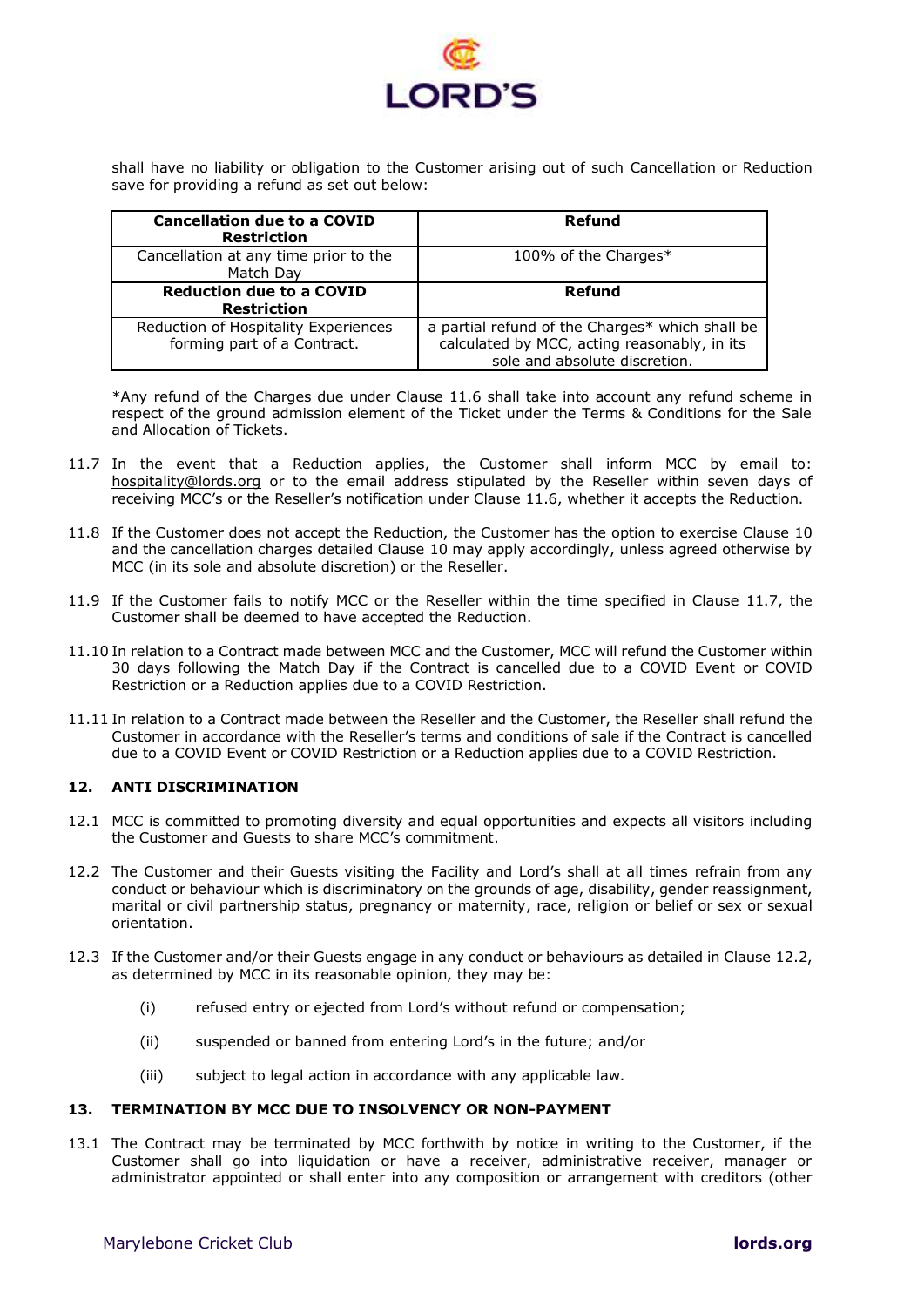shall have no liability or obligation to the Customer arising out of such Cancellation or Reduction save for providing a refund as set out below:

| Cancellation due to a COVID Restriction | Refund |
|---|---|
| Cancellation at any time prior to the Match Day | 100% of the Charges* |
| **Reduction due to a COVID Restriction** | **Refund** |
| Reduction of Hospitality Experiences forming part of a Contract. | a partial refund of the Charges* which shall be calculated by MCC, acting reasonably, in its sole and absolute discretion. |

*Any refund of the Charges due under Clause 11.6 shall take into account any refund scheme in respect of the ground admission element of the Ticket under the Terms & Conditions for the Sale and Allocation of Tickets.

11.7 In the event that a Reduction applies, the Customer shall inform MCC by email to: hospitality@lords.org or to the email address stipulated by the Reseller within seven days of receiving MCC's or the Reseller's notification under Clause 11.6, whether it accepts the Reduction.

11.8 If the Customer does not accept the Reduction, the Customer has the option to exercise Clause 10 and the cancellation charges detailed Clause 10 may apply accordingly, unless agreed otherwise by MCC (in its sole and absolute discretion) or the Reseller.

11.9 If the Customer fails to notify MCC or the Reseller within the time specified in Clause 11.7, the Customer shall be deemed to have accepted the Reduction.

11.10 In relation to a Contract made between MCC and the Customer, MCC will refund the Customer within 30 days following the Match Day if the Contract is cancelled due to a COVID Event or COVID Restriction or a Reduction applies due to a COVID Restriction.

11.11 In relation to a Contract made between the Reseller and the Customer, the Reseller shall refund the Customer in accordance with the Reseller's terms and conditions of sale if the Contract is cancelled due to a COVID Event or COVID Restriction or a Reduction applies due to a COVID Restriction.

## 12. ANTI DISCRIMINATION

12.1 MCC is committed to promoting diversity and equal opportunities and expects all visitors including the Customer and Guests to share MCC's commitment.

12.2 The Customer and their Guests visiting the Facility and Lord's shall at all times refrain from any conduct or behaviour which is discriminatory on the grounds of age, disability, gender reassignment, marital or civil partnership status, pregnancy or maternity, race, religion or belief or sex or sexual orientation.

12.3 If the Customer and/or their Guests engage in any conduct or behaviours as detailed in Clause 12.2, as determined by MCC in its reasonable opinion, they may be:

(i) refused entry or ejected from Lord's without refund or compensation;

(ii) suspended or banned from entering Lord's in the future; and/or

(iii) subject to legal action in accordance with any applicable law.

## 13. TERMINATION BY MCC DUE TO INSOLVENCY OR NON-PAYMENT

13.1 The Contract may be terminated by MCC forthwith by notice in writing to the Customer, if the Customer shall go into liquidation or have a receiver, administrative receiver, manager or administrator appointed or shall enter into any composition or arrangement with creditors (other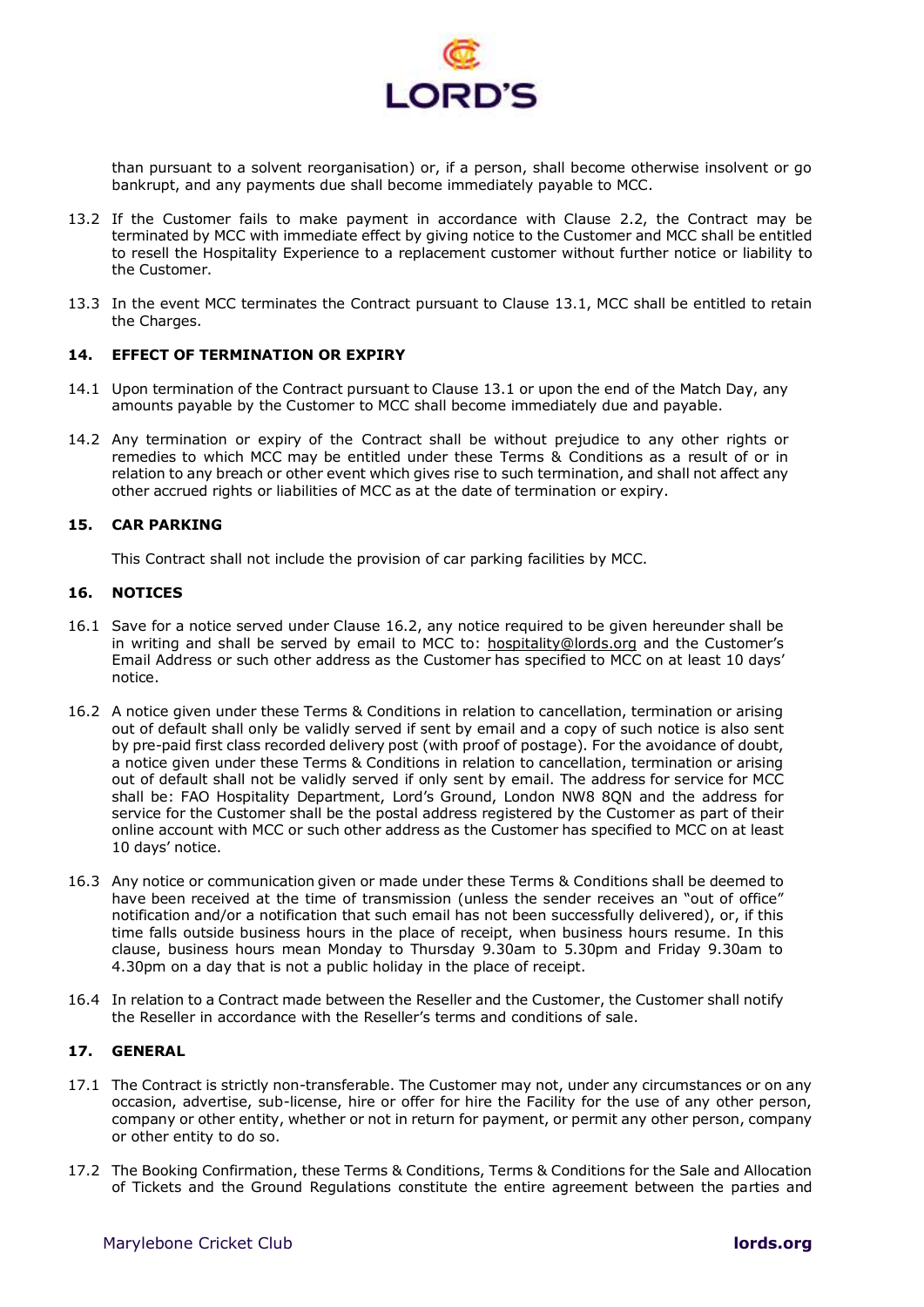than pursuant to a solvent reorganisation) or, if a person, shall become otherwise insolvent or go bankrupt, and any payments due shall become immediately payable to MCC.

13.2 If the Customer fails to make payment in accordance with Clause 2.2, the Contract may be terminated by MCC with immediate effect by giving notice to the Customer and MCC shall be entitled to resell the Hospitality Experience to a replacement customer without further notice or liability to the Customer.

13.3 In the event MCC terminates the Contract pursuant to Clause 13.1, MCC shall be entitled to retain the Charges.

## 14. EFFECT OF TERMINATION OR EXPIRY

14.1 Upon termination of the Contract pursuant to Clause 13.1 or upon the end of the Match Day, any amounts payable by the Customer to MCC shall become immediately due and payable.

14.2 Any termination or expiry of the Contract shall be without prejudice to any other rights or remedies to which MCC may be entitled under these Terms & Conditions as a result of or in relation to any breach or other event which gives rise to such termination, and shall not affect any other accrued rights or liabilities of MCC as at the date of termination or expiry.

## 15. CAR PARKING

This Contract shall not include the provision of car parking facilities by MCC.

## 16. NOTICES

16.1 Save for a notice served under Clause 16.2, any notice required to be given hereunder shall be in writing and shall be served by email to MCC to: hospitality@lords.org and the Customer's Email Address or such other address as the Customer has specified to MCC on at least 10 days' notice.

16.2 A notice given under these Terms & Conditions in relation to cancellation, termination or arising out of default shall only be validly served if sent by email and a copy of such notice is also sent by pre-paid first class recorded delivery post (with proof of postage). For the avoidance of doubt, a notice given under these Terms & Conditions in relation to cancellation, termination or arising out of default shall not be validly served if only sent by email. The address for service for MCC shall be: FAO Hospitality Department, Lord's Ground, London NW8 8QN and the address for service for the Customer shall be the postal address registered by the Customer as part of their online account with MCC or such other address as the Customer has specified to MCC on at least 10 days' notice.

16.3 Any notice or communication given or made under these Terms & Conditions shall be deemed to have been received at the time of transmission (unless the sender receives an "out of office" notification and/or a notification that such email has not been successfully delivered), or, if this time falls outside business hours in the place of receipt, when business hours resume. In this clause, business hours mean Monday to Thursday 9.30am to 5.30pm and Friday 9.30am to 4.30pm on a day that is not a public holiday in the place of receipt.

16.4 In relation to a Contract made between the Reseller and the Customer, the Customer shall notify the Reseller in accordance with the Reseller's terms and conditions of sale.

## 17. GENERAL

17.1 The Contract is strictly non-transferable. The Customer may not, under any circumstances or on any occasion, advertise, sub-license, hire or offer for hire the Facility for the use of any other person, company or other entity, whether or not in return for payment, or permit any other person, company or other entity to do so.

17.2 The Booking Confirmation, these Terms & Conditions, Terms & Conditions for the Sale and Allocation of Tickets and the Ground Regulations constitute the entire agreement between the parties and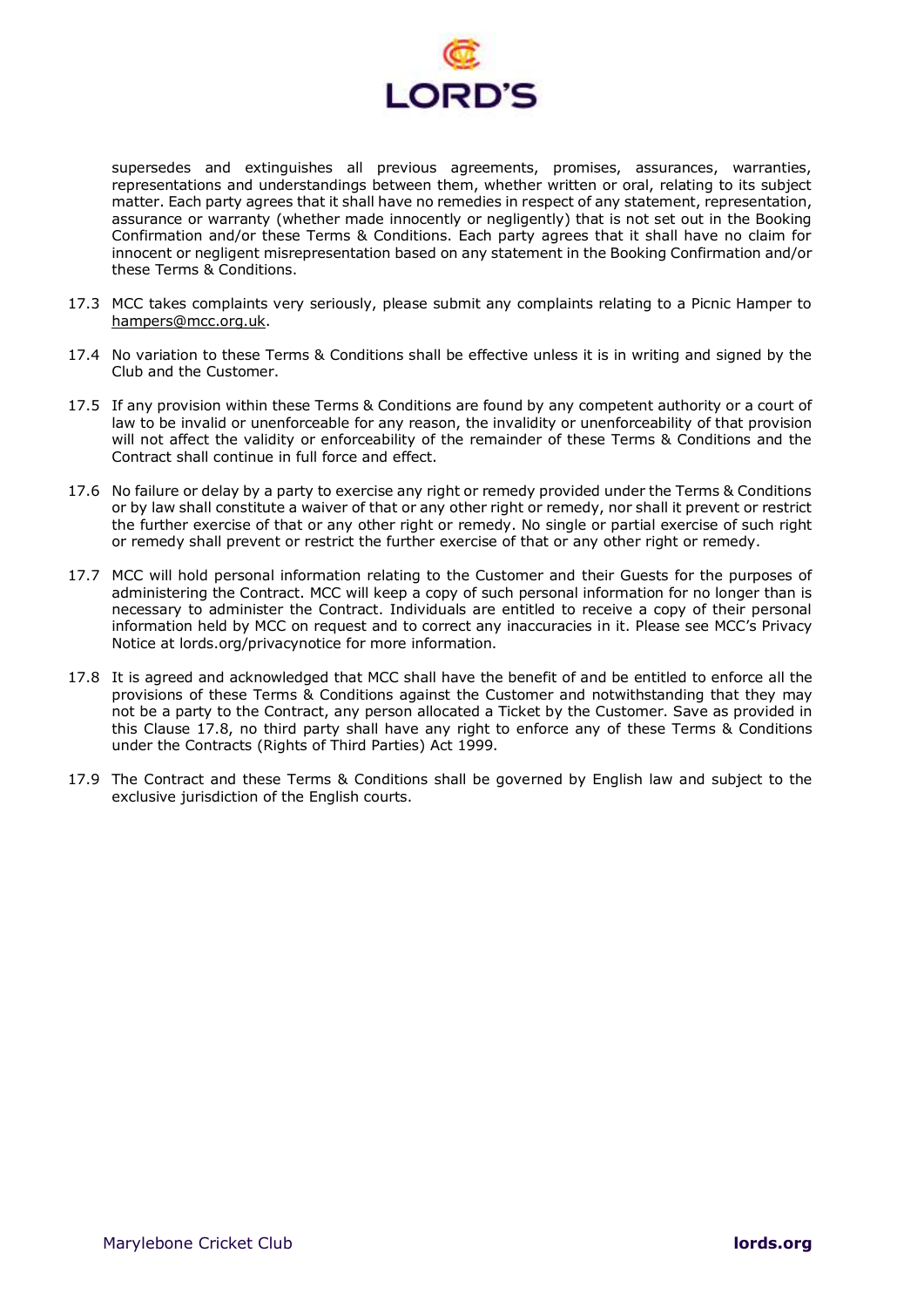supersedes and extinguishes all previous agreements, promises, assurances, warranties, representations and understandings between them, whether written or oral, relating to its subject matter. Each party agrees that it shall have no remedies in respect of any statement, representation, assurance or warranty (whether made innocently or negligently) that is not set out in the Booking Confirmation and/or these Terms & Conditions. Each party agrees that it shall have no claim for innocent or negligent misrepresentation based on any statement in the Booking Confirmation and/or these Terms & Conditions.

17.3 MCC takes complaints very seriously, please submit any complaints relating to a Picnic Hamper to hampers@mcc.org.uk.

17.4 No variation to these Terms & Conditions shall be effective unless it is in writing and signed by the Club and the Customer.

17.5 If any provision within these Terms & Conditions are found by any competent authority or a court of law to be invalid or unenforceable for any reason, the invalidity or unenforceability of that provision will not affect the validity or enforceability of the remainder of these Terms & Conditions and the Contract shall continue in full force and effect.

17.6 No failure or delay by a party to exercise any right or remedy provided under the Terms & Conditions or by law shall constitute a waiver of that or any other right or remedy, nor shall it prevent or restrict the further exercise of that or any other right or remedy. No single or partial exercise of such right or remedy shall prevent or restrict the further exercise of that or any other right or remedy.

17.7 MCC will hold personal information relating to the Customer and their Guests for the purposes of administering the Contract. MCC will keep a copy of such personal information for no longer than is necessary to administer the Contract. Individuals are entitled to receive a copy of their personal information held by MCC on request and to correct any inaccuracies in it. Please see MCC's Privacy Notice at lords.org/privacynotice for more information.

17.8 It is agreed and acknowledged that MCC shall have the benefit of and be entitled to enforce all the provisions of these Terms & Conditions against the Customer and notwithstanding that they may not be a party to the Contract, any person allocated a Ticket by the Customer. Save as provided in this Clause 17.8, no third party shall have any right to enforce any of these Terms & Conditions under the Contracts (Rights of Third Parties) Act 1999.

17.9 The Contract and these Terms & Conditions shall be governed by English law and subject to the exclusive jurisdiction of the English courts.